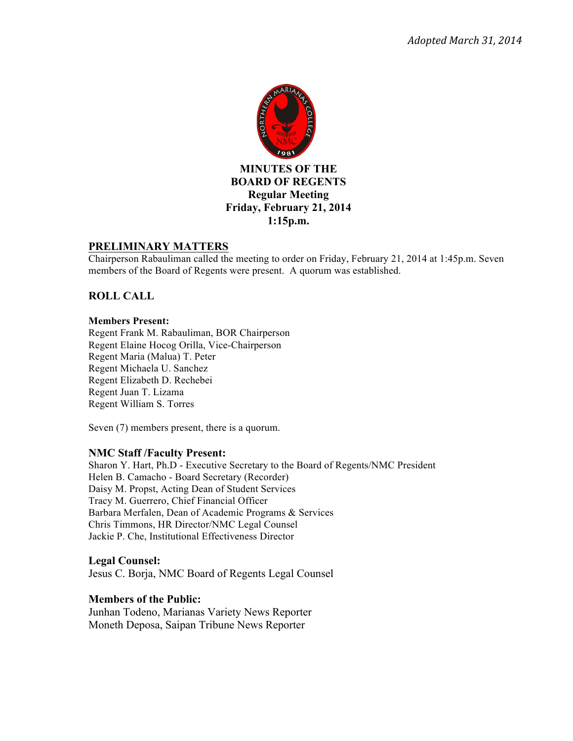*Adopted March 31, 2014*

# MINUTES OF THE BOARD OF REGENTS
**Regular Meeting**
**Friday, February 21, 2014**
**1:15p.m.**

## PRELIMINARY MATTERS

Chairperson Rabauliman called the meeting to order on Friday, February 21, 2014 at 1:45p.m. Seven members of the Board of Regents were present. A quorum was established.

## ROLL CALL

**Members Present:**
Regent Frank M. Rabauliman, BOR Chairperson
Regent Elaine Hocog Orilla, Vice-Chairperson
Regent Maria (Malua) T. Peter
Regent Michaela U. Sanchez
Regent Elizabeth D. Rechebei
Regent Juan T. Lizama
Regent William S. Torres

Seven (7) members present, there is a quorum.

**NMC Staff /Faculty Present:**
Sharon Y. Hart, Ph.D - Executive Secretary to the Board of Regents/NMC President
Helen B. Camacho - Board Secretary (Recorder)
Daisy M. Propst, Acting Dean of Student Services
Tracy M. Guerrero, Chief Financial Officer
Barbara Merfalen, Dean of Academic Programs & Services
Chris Timmons, HR Director/NMC Legal Counsel
Jackie P. Che, Institutional Effectiveness Director

**Legal Counsel:**
Jesus C. Borja, NMC Board of Regents Legal Counsel

**Members of the Public:**
Junhan Todeno, Marianas Variety News Reporter
Moneth Deposa, Saipan Tribune News Reporter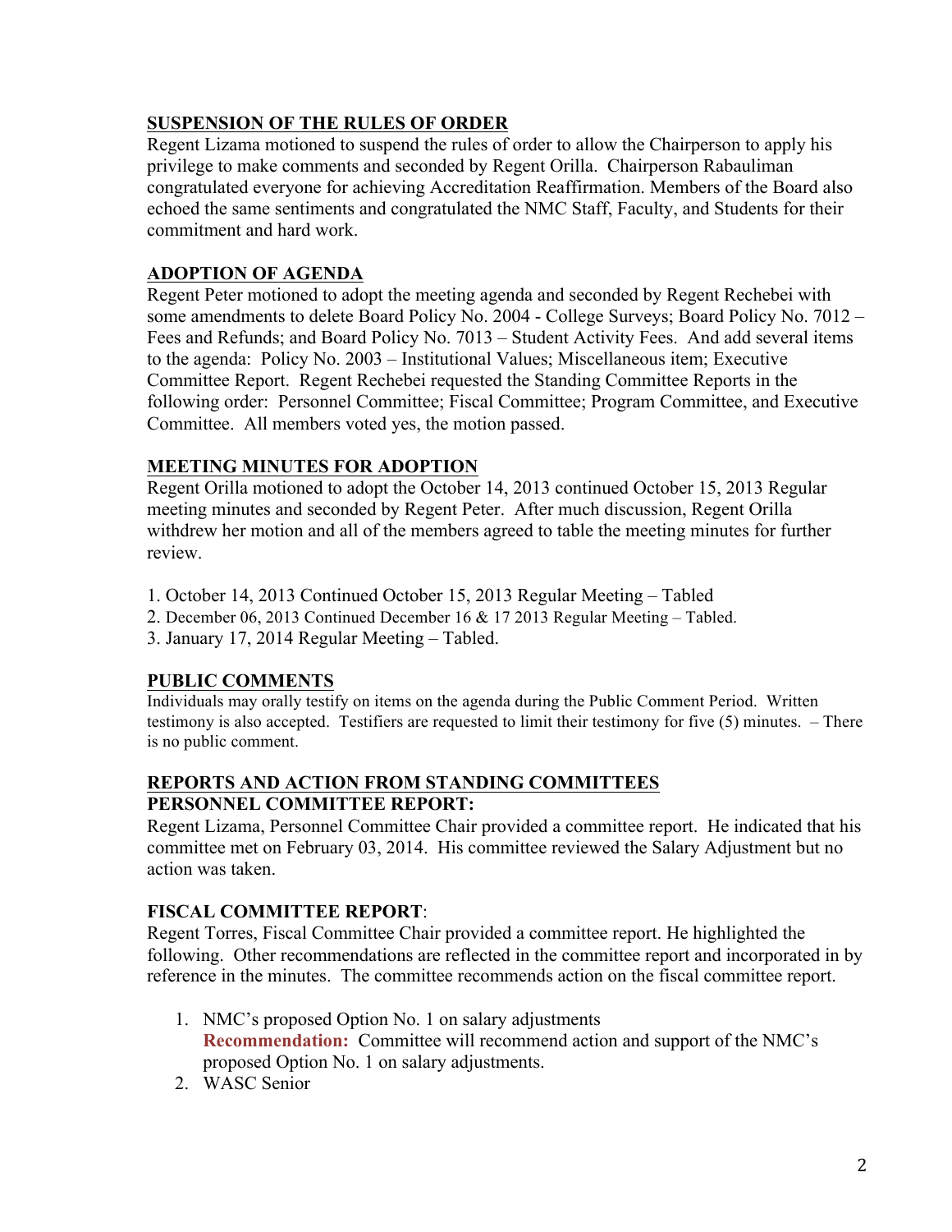## SUSPENSION OF THE RULES OF ORDER

Regent Lizama motioned to suspend the rules of order to allow the Chairperson to apply his privilege to make comments and seconded by Regent Orilla. Chairperson Rabauliman congratulated everyone for achieving Accreditation Reaffirmation. Members of the Board also echoed the same sentiments and congratulated the NMC Staff, Faculty, and Students for their commitment and hard work.

## ADOPTION OF AGENDA

Regent Peter motioned to adopt the meeting agenda and seconded by Regent Rechebei with some amendments to delete Board Policy No. 2004 - College Surveys; Board Policy No. 7012 – Fees and Refunds; and Board Policy No. 7013 – Student Activity Fees. And add several items to the agenda: Policy No. 2003 – Institutional Values; Miscellaneous item; Executive Committee Report. Regent Rechebei requested the Standing Committee Reports in the following order: Personnel Committee; Fiscal Committee; Program Committee, and Executive Committee. All members voted yes, the motion passed.

## MEETING MINUTES FOR ADOPTION

Regent Orilla motioned to adopt the October 14, 2013 continued October 15, 2013 Regular meeting minutes and seconded by Regent Peter. After much discussion, Regent Orilla withdrew her motion and all of the members agreed to table the meeting minutes for further review.

1. October 14, 2013 Continued October 15, 2013 Regular Meeting – Tabled
2. December 06, 2013 Continued December 16 & 17 2013 Regular Meeting – Tabled.
3. January 17, 2014 Regular Meeting – Tabled.

## PUBLIC COMMENTS

Individuals may orally testify on items on the agenda during the Public Comment Period. Written testimony is also accepted. Testifiers are requested to limit their testimony for five (5) minutes. – There is no public comment.

## REPORTS AND ACTION FROM STANDING COMMITTEES

**PERSONNEL COMMITTEE REPORT:**

Regent Lizama, Personnel Committee Chair provided a committee report. He indicated that his committee met on February 03, 2014. His committee reviewed the Salary Adjustment but no action was taken.

**FISCAL COMMITTEE REPORT**:

Regent Torres, Fiscal Committee Chair provided a committee report. He highlighted the following. Other recommendations are reflected in the committee report and incorporated in by reference in the minutes. The committee recommends action on the fiscal committee report.

1. NMC's proposed Option No. 1 on salary adjustments
   **Recommendation:** Committee will recommend action and support of the NMC's proposed Option No. 1 on salary adjustments.
2. WASC Senior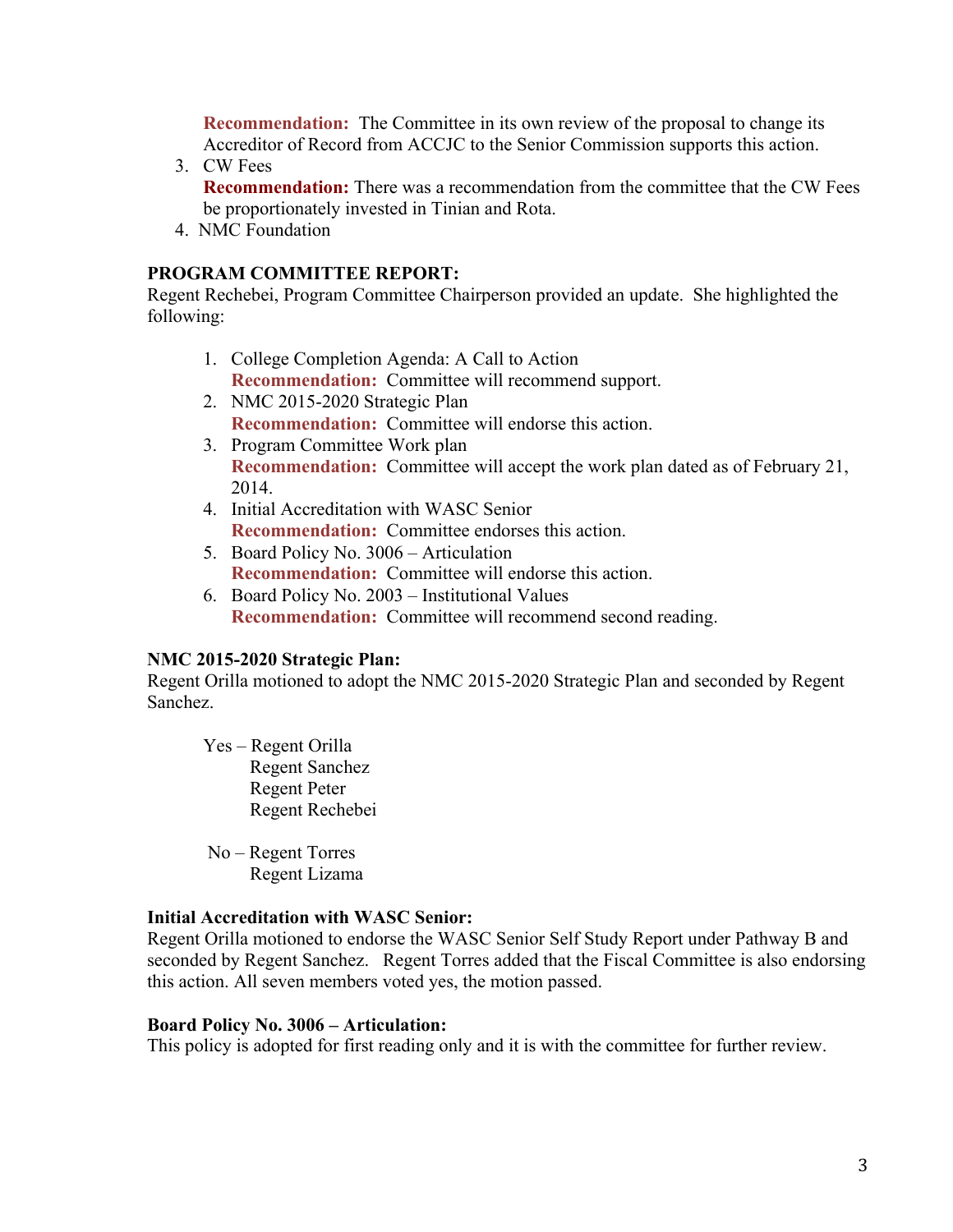**Recommendation:** The Committee in its own review of the proposal to change its Accreditor of Record from ACCJC to the Senior Commission supports this action.

3. CW Fees
   **Recommendation:** There was a recommendation from the committee that the CW Fees be proportionately invested in Tinian and Rota.
4. NMC Foundation

**PROGRAM COMMITTEE REPORT:**
Regent Rechebei, Program Committee Chairperson provided an update. She highlighted the following:

1. College Completion Agenda: A Call to Action
   **Recommendation:** Committee will recommend support.
2. NMC 2015-2020 Strategic Plan
   **Recommendation:** Committee will endorse this action.
3. Program Committee Work plan
   **Recommendation:** Committee will accept the work plan dated as of February 21, 2014.
4. Initial Accreditation with WASC Senior
   **Recommendation:** Committee endorses this action.
5. Board Policy No. 3006 – Articulation
   **Recommendation:** Committee will endorse this action.
6. Board Policy No. 2003 – Institutional Values
   **Recommendation:** Committee will recommend second reading.

**NMC 2015-2020 Strategic Plan:**
Regent Orilla motioned to adopt the NMC 2015-2020 Strategic Plan and seconded by Regent Sanchez.

Yes – Regent Orilla
Regent Sanchez
Regent Peter
Regent Rechebei

No – Regent Torres
Regent Lizama

**Initial Accreditation with WASC Senior:**
Regent Orilla motioned to endorse the WASC Senior Self Study Report under Pathway B and seconded by Regent Sanchez. Regent Torres added that the Fiscal Committee is also endorsing this action. All seven members voted yes, the motion passed.

**Board Policy No. 3006 – Articulation:**
This policy is adopted for first reading only and it is with the committee for further review.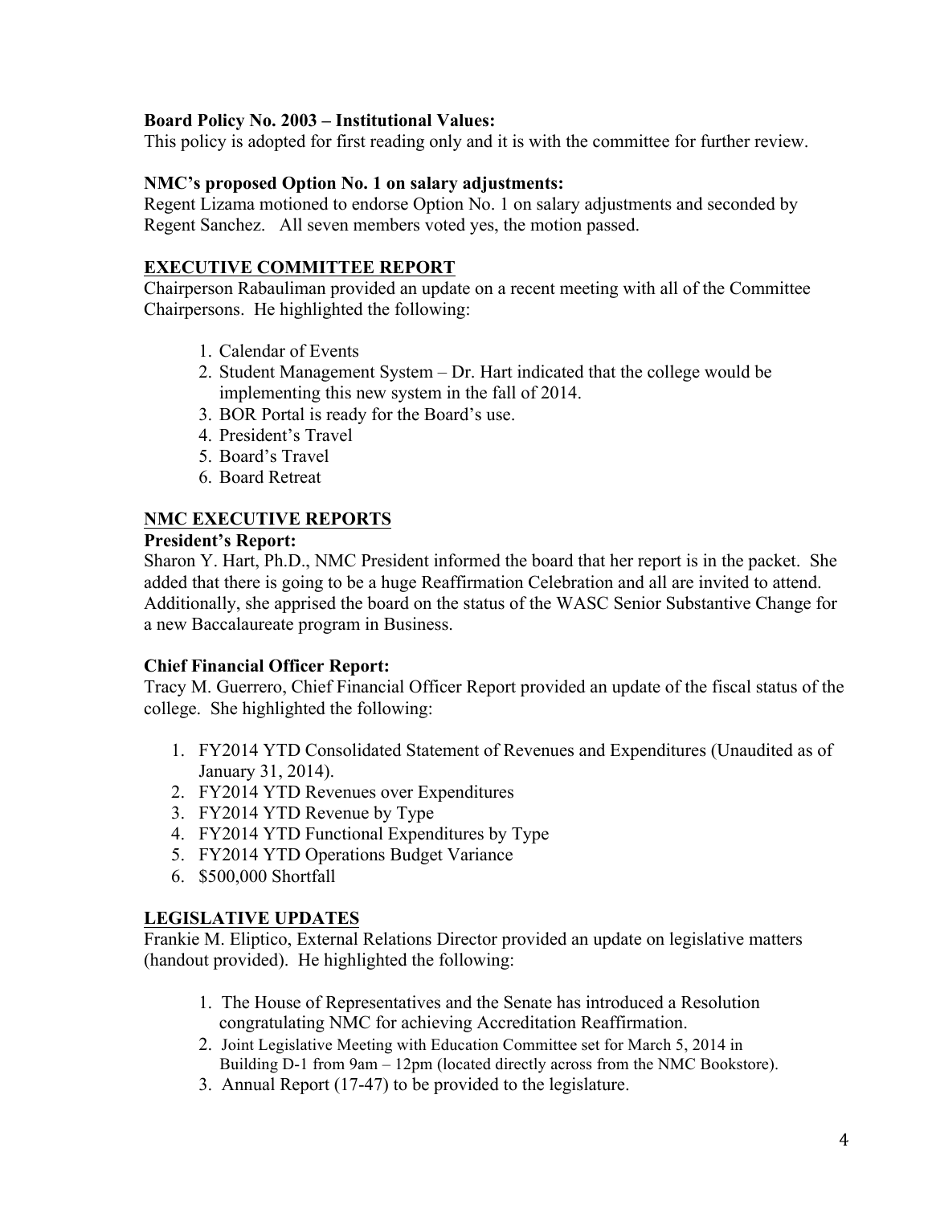**Board Policy No. 2003 – Institutional Values:**
This policy is adopted for first reading only and it is with the committee for further review.

**NMC's proposed Option No. 1 on salary adjustments:**
Regent Lizama motioned to endorse Option No. 1 on salary adjustments and seconded by Regent Sanchez. All seven members voted yes, the motion passed.

## EXECUTIVE COMMITTEE REPORT

Chairperson Rabauliman provided an update on a recent meeting with all of the Committee Chairpersons. He highlighted the following:

1. Calendar of Events
2. Student Management System – Dr. Hart indicated that the college would be implementing this new system in the fall of 2014.
3. BOR Portal is ready for the Board's use.
4. President's Travel
5. Board's Travel
6. Board Retreat

## NMC EXECUTIVE REPORTS

**President's Report:**
Sharon Y. Hart, Ph.D., NMC President informed the board that her report is in the packet. She added that there is going to be a huge Reaffirmation Celebration and all are invited to attend. Additionally, she apprised the board on the status of the WASC Senior Substantive Change for a new Baccalaureate program in Business.

**Chief Financial Officer Report:**
Tracy M. Guerrero, Chief Financial Officer Report provided an update of the fiscal status of the college. She highlighted the following:

1. FY2014 YTD Consolidated Statement of Revenues and Expenditures (Unaudited as of January 31, 2014).
2. FY2014 YTD Revenues over Expenditures
3. FY2014 YTD Revenue by Type
4. FY2014 YTD Functional Expenditures by Type
5. FY2014 YTD Operations Budget Variance
6. $500,000 Shortfall

## LEGISLATIVE UPDATES

Frankie M. Eliptico, External Relations Director provided an update on legislative matters (handout provided). He highlighted the following:

1. The House of Representatives and the Senate has introduced a Resolution congratulating NMC for achieving Accreditation Reaffirmation.
2. Joint Legislative Meeting with Education Committee set for March 5, 2014 in Building D-1 from 9am – 12pm (located directly across from the NMC Bookstore).
3. Annual Report (17-47) to be provided to the legislature.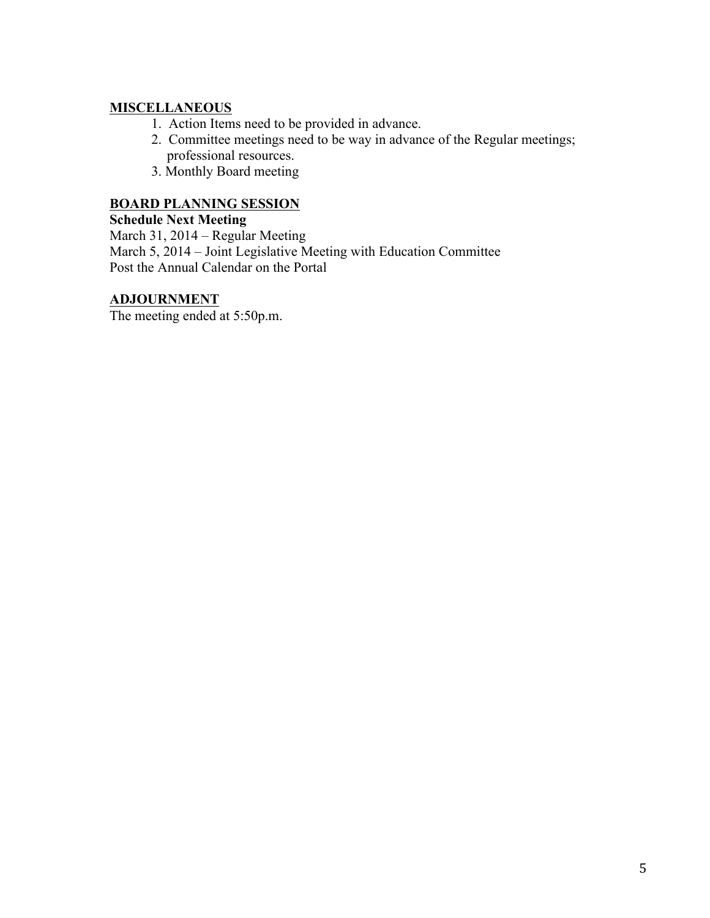**MISCELLANEOUS**

1. Action Items need to be provided in advance.
2. Committee meetings need to be way in advance of the Regular meetings; professional resources.
3. Monthly Board meeting

**BOARD PLANNING SESSION**

**Schedule Next Meeting**

March 31, 2014 – Regular Meeting
March 5, 2014 – Joint Legislative Meeting with Education Committee
Post the Annual Calendar on the Portal

**ADJOURNMENT**

The meeting ended at 5:50p.m.